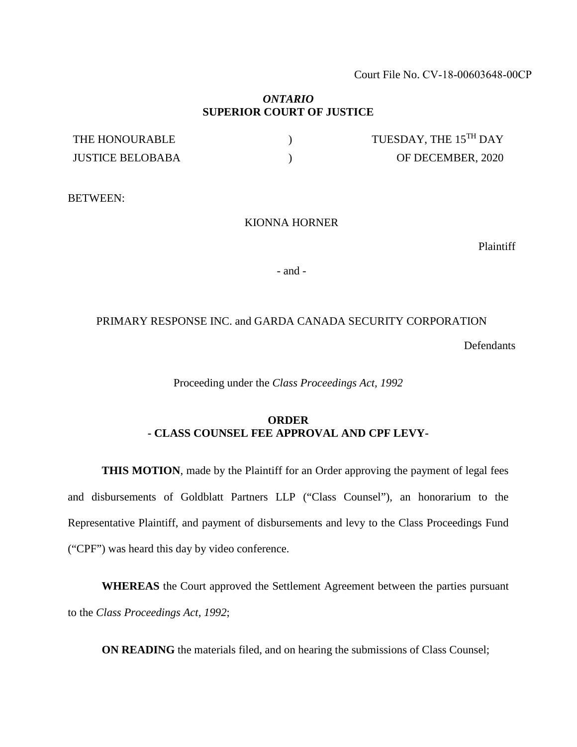Court File No. CV-18-00603648-00CP

***ONTARIO***
**SUPERIOR COURT OF JUSTICE**

| THE HONOURABLE | ) | TUESDAY, THE 15TH DAY |
|---|---|---|
| JUSTICE BELOBABA | ) | OF DECEMBER, 2020 |

BETWEEN:

KIONNA HORNER

Plaintiff

\- and -

PRIMARY RESPONSE INC. and GARDA CANADA SECURITY CORPORATION

Defendants

Proceeding under the *Class Proceedings Act, 1992*

**ORDER**
**- CLASS COUNSEL FEE APPROVAL AND CPF LEVY-**

**THIS MOTION**, made by the Plaintiff for an Order approving the payment of legal fees and disbursements of Goldblatt Partners LLP ("Class Counsel"), an honorarium to the Representative Plaintiff, and payment of disbursements and levy to the Class Proceedings Fund ("CPF") was heard this day by video conference.

**WHEREAS** the Court approved the Settlement Agreement between the parties pursuant to the *Class Proceedings Act, 1992*;

**ON READING** the materials filed, and on hearing the submissions of Class Counsel;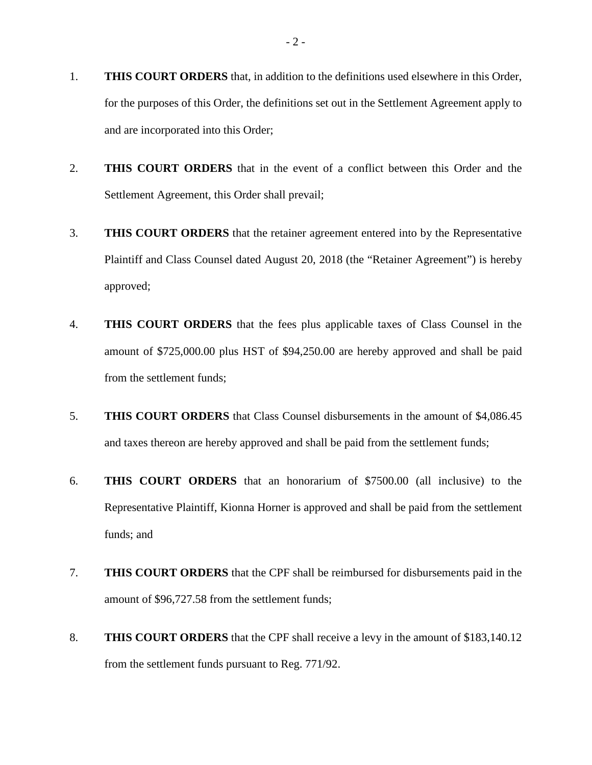1. **THIS COURT ORDERS** that, in addition to the definitions used elsewhere in this Order, for the purposes of this Order, the definitions set out in the Settlement Agreement apply to and are incorporated into this Order;

2. **THIS COURT ORDERS** that in the event of a conflict between this Order and the Settlement Agreement, this Order shall prevail;

3. **THIS COURT ORDERS** that the retainer agreement entered into by the Representative Plaintiff and Class Counsel dated August 20, 2018 (the "Retainer Agreement") is hereby approved;

4. **THIS COURT ORDERS** that the fees plus applicable taxes of Class Counsel in the amount of $725,000.00 plus HST of $94,250.00 are hereby approved and shall be paid from the settlement funds;

5. **THIS COURT ORDERS** that Class Counsel disbursements in the amount of $4,086.45 and taxes thereon are hereby approved and shall be paid from the settlement funds;

6. **THIS COURT ORDERS** that an honorarium of $7500.00 (all inclusive) to the Representative Plaintiff, Kionna Horner is approved and shall be paid from the settlement funds; and

7. **THIS COURT ORDERS** that the CPF shall be reimbursed for disbursements paid in the amount of $96,727.58 from the settlement funds;

8. **THIS COURT ORDERS** that the CPF shall receive a levy in the amount of $183,140.12 from the settlement funds pursuant to Reg. 771/92.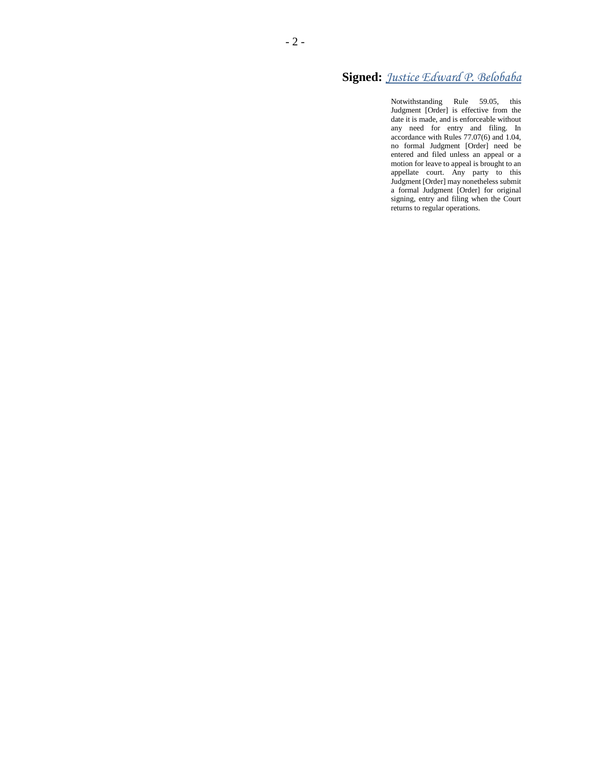**Signed:** *Justice Edward P. Belobaba*

Notwithstanding Rule 59.05, this Judgment [Order] is effective from the date it is made, and is enforceable without any need for entry and filing. In accordance with Rules 77.07(6) and 1.04, no formal Judgment [Order] need be entered and filed unless an appeal or a motion for leave to appeal is brought to an appellate court. Any party to this Judgment [Order] may nonetheless submit a formal Judgment [Order] for original signing, entry and filing when the Court returns to regular operations.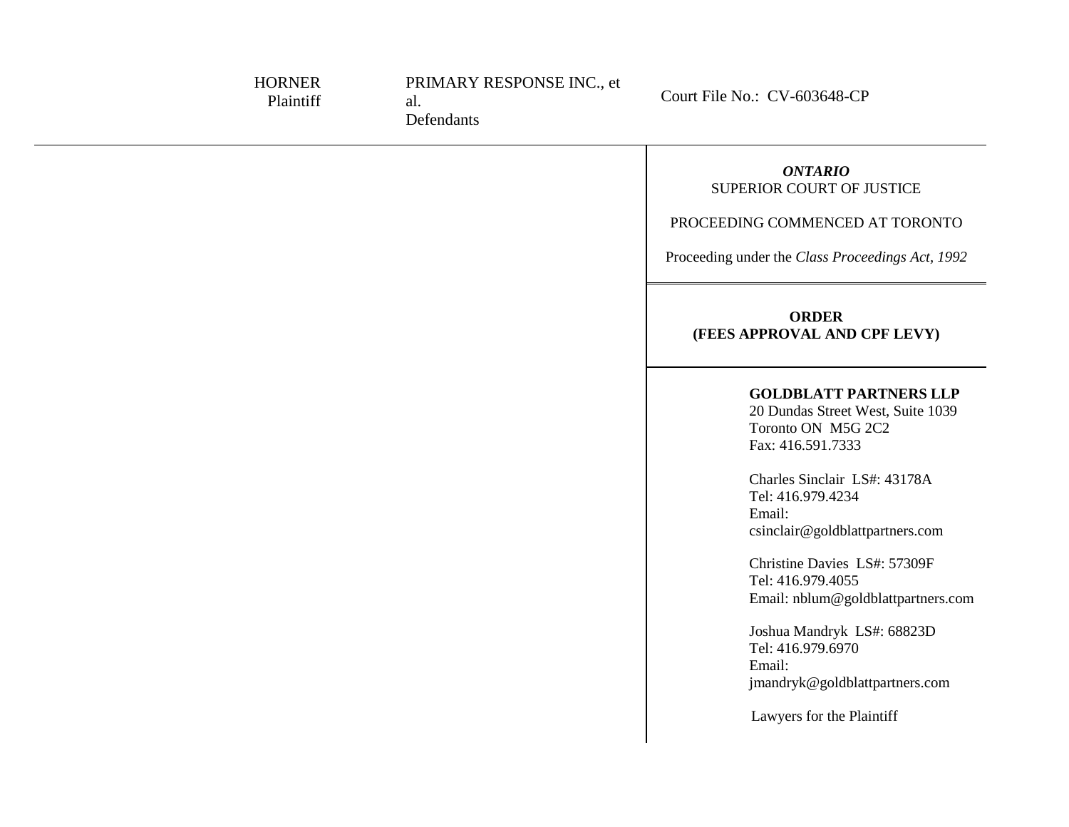HORNER
Plaintiff

PRIMARY RESPONSE INC., et al.
Defendants

Court File No.: CV-603648-CP

***ONTARIO***
SUPERIOR COURT OF JUSTICE

PROCEEDING COMMENCED AT TORONTO

Proceeding under the *Class Proceedings Act, 1992*

**ORDER**
**(FEES APPROVAL AND CPF LEVY)**

**GOLDBLATT PARTNERS LLP**
20 Dundas Street West, Suite 1039
Toronto ON M5G 2C2
Fax: 416.591.7333

Charles Sinclair LS#: 43178A
Tel: 416.979.4234
Email: csinclair@goldblattpartners.com

Christine Davies LS#: 57309F
Tel: 416.979.4055
Email: nblum@goldblattpartners.com

Joshua Mandryk LS#: 68823D
Tel: 416.979.6970
Email: jmandryk@goldblattpartners.com

Lawyers for the Plaintiff